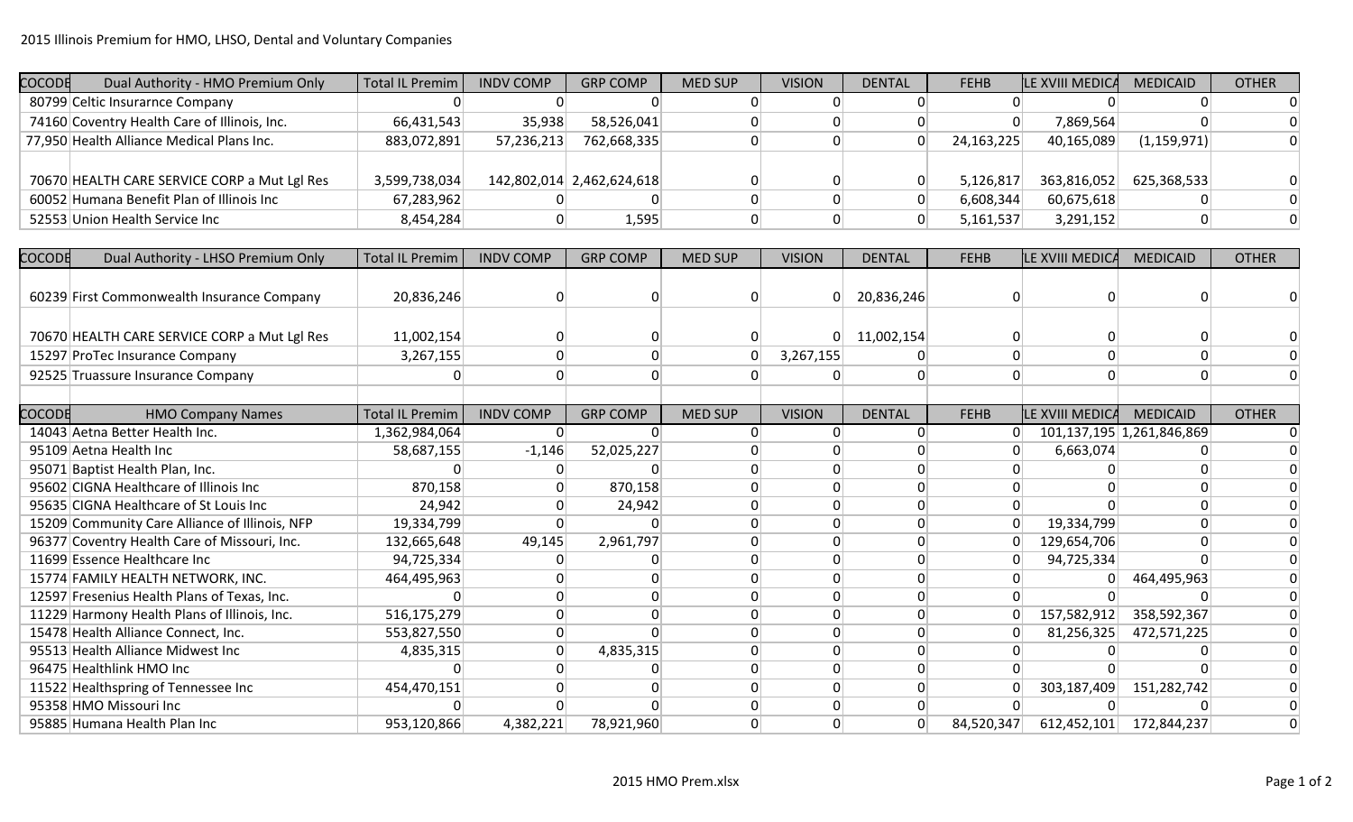## 2015 Illinois Premium for HMO, LHSO, Dental and Voluntary Companies

| COCODE | Dual Authority - HMO Premium Only | Total IL Premim | INDV COMP | GRP COMP | MED SUP | VISION | DENTAL | FEHB | LE XVIII MEDICA | MEDICAID | OTHER |
|---|---|---|---|---|---|---|---|---|---|---|---|
| 80799 | Celtic Insurarnce Company | 0 | 0 | 0 | 0 | 0 | 0 | 0 | 0 | 0 | 0 |
| 74160 | Coventry Health Care of Illinois, Inc. | 66,431,543 | 35,938 | 58,526,041 | 0 | 0 | 0 | 0 | 7,869,564 | 0 | 0 |
| 77,950 | Health Alliance Medical Plans Inc. | 883,072,891 | 57,236,213 | 762,668,335 | 0 | 0 | 0 | 24,163,225 | 40,165,089 | (1,159,971) | 0 |
| 70670 | HEALTH CARE SERVICE CORP a Mut Lgl Res | 3,599,738,034 | 142,802,014 | 2,462,624,618 | 0 | 0 | 0 | 5,126,817 | 363,816,052 | 625,368,533 | 0 |
| 60052 | Humana Benefit Plan of Illinois Inc | 67,283,962 | 0 | 0 | 0 | 0 | 0 | 6,608,344 | 60,675,618 | 0 | 0 |
| 52553 | Union Health Service Inc | 8,454,284 | 0 | 1,595 | 0 | 0 | 0 | 5,161,537 | 3,291,152 | 0 | 0 |

| COCODE | Dual Authority - LHSO Premium Only | Total IL Premim | INDV COMP | GRP COMP | MED SUP | VISION | DENTAL | FEHB | LE XVIII MEDICA | MEDICAID | OTHER |
|---|---|---|---|---|---|---|---|---|---|---|---|
| 60239 | First Commonwealth Insurance Company | 20,836,246 | 0 | 0 | 0 | 0 | 20,836,246 | 0 | 0 | 0 | 0 |
| 70670 | HEALTH CARE SERVICE CORP a Mut Lgl Res | 11,002,154 | 0 | 0 | 0 | 0 | 11,002,154 | 0 | 0 | 0 | 0 |
| 15297 | ProTec Insurance Company | 3,267,155 | 0 | 0 | 0 | 3,267,155 | 0 | 0 | 0 | 0 | 0 |
| 92525 | Truassure Insurance Company | 0 | 0 | 0 | 0 | 0 | 0 | 0 | 0 | 0 | 0 |

| COCODE | HMO Company Names | Total IL Premim | INDV COMP | GRP COMP | MED SUP | VISION | DENTAL | FEHB | LE XVIII MEDICA | MEDICAID | OTHER |
|---|---|---|---|---|---|---|---|---|---|---|---|
| 14043 | Aetna Better Health Inc. | 1,362,984,064 | 0 | 0 | 0 | 0 | 0 | 0 | 101,137,195 | 1,261,846,869 | 0 |
| 95109 | Aetna Health Inc | 58,687,155 | -1,146 | 52,025,227 | 0 | 0 | 0 | 0 | 6,663,074 | 0 | 0 |
| 95071 | Baptist Health Plan, Inc. | 0 | 0 | 0 | 0 | 0 | 0 | 0 | 0 | 0 | 0 |
| 95602 | CIGNA Healthcare of Illinois Inc | 870,158 | 0 | 870,158 | 0 | 0 | 0 | 0 | 0 | 0 | 0 |
| 95635 | CIGNA Healthcare of St Louis Inc | 24,942 | 0 | 24,942 | 0 | 0 | 0 | 0 | 0 | 0 | 0 |
| 15209 | Community Care Alliance of Illinois, NFP | 19,334,799 | 0 | 0 | 0 | 0 | 0 | 0 | 19,334,799 | 0 | 0 |
| 96377 | Coventry Health Care of Missouri, Inc. | 132,665,648 | 49,145 | 2,961,797 | 0 | 0 | 0 | 0 | 129,654,706 | 0 | 0 |
| 11699 | Essence Healthcare Inc | 94,725,334 | 0 | 0 | 0 | 0 | 0 | 0 | 94,725,334 | 0 | 0 |
| 15774 | FAMILY HEALTH NETWORK, INC. | 464,495,963 | 0 | 0 | 0 | 0 | 0 | 0 | 0 | 464,495,963 | 0 |
| 12597 | Fresenius Health Plans of Texas, Inc. | 0 | 0 | 0 | 0 | 0 | 0 | 0 | 0 | 0 | 0 |
| 11229 | Harmony Health Plans of Illinois, Inc. | 516,175,279 | 0 | 0 | 0 | 0 | 0 | 0 | 157,582,912 | 358,592,367 | 0 |
| 15478 | Health Alliance Connect, Inc. | 553,827,550 | 0 | 0 | 0 | 0 | 0 | 0 | 81,256,325 | 472,571,225 | 0 |
| 95513 | Health Alliance Midwest Inc | 4,835,315 | 0 | 4,835,315 | 0 | 0 | 0 | 0 | 0 | 0 | 0 |
| 96475 | Healthlink HMO Inc | 0 | 0 | 0 | 0 | 0 | 0 | 0 | 0 | 0 | 0 |
| 11522 | Healthspring of Tennessee Inc | 454,470,151 | 0 | 0 | 0 | 0 | 0 | 0 | 303,187,409 | 151,282,742 | 0 |
| 95358 | HMO Missouri Inc | 0 | 0 | 0 | 0 | 0 | 0 | 0 | 0 | 0 | 0 |
| 95885 | Humana Health Plan Inc | 953,120,866 | 4,382,221 | 78,921,960 | 0 | 0 | 0 | 84,520,347 | 612,452,101 | 172,844,237 | 0 |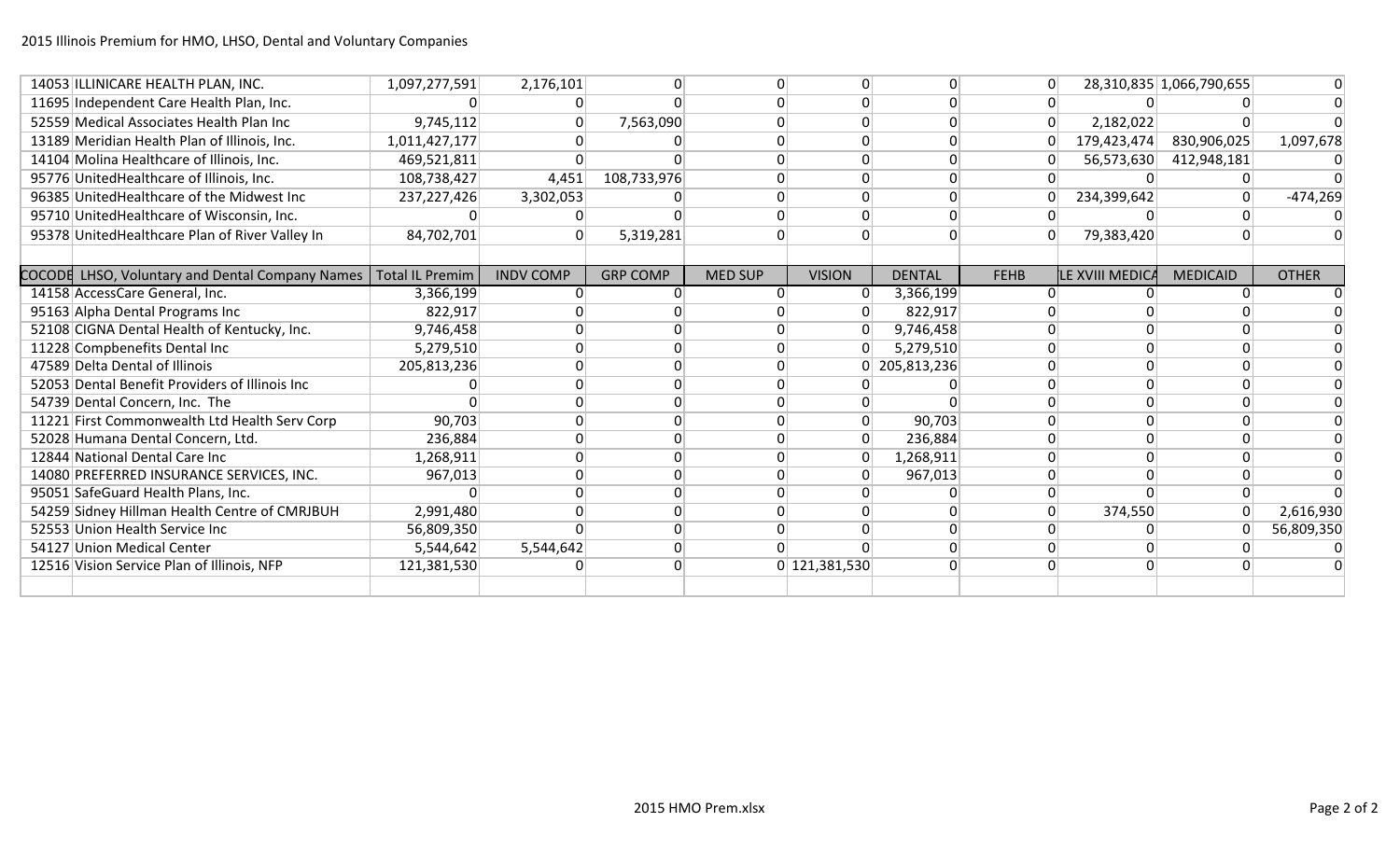# 2015 Illinois Premium for HMO, LHSO, Dental and Voluntary Companies

| | | | | | | | | | | | |
|---|---|---|---|---|---|---|---|---|---|---|---|
| 14053 | ILLINICARE HEALTH PLAN, INC. | 1,097,277,591 | 2,176,101 | 0 | 0 | 0 | 0 | 0 | 28,310,835 | 1,066,790,655 | 0 |
| 11695 | Independent Care Health Plan, Inc. | 0 | 0 | 0 | 0 | 0 | 0 | 0 | 0 | 0 | 0 |
| 52559 | Medical Associates Health Plan Inc | 9,745,112 | 0 | 7,563,090 | 0 | 0 | 0 | 0 | 2,182,022 | 0 | 0 |
| 13189 | Meridian Health Plan of Illinois, Inc. | 1,011,427,177 | 0 | 0 | 0 | 0 | 0 | 0 | 179,423,474 | 830,906,025 | 1,097,678 |
| 14104 | Molina Healthcare of Illinois, Inc. | 469,521,811 | 0 | 0 | 0 | 0 | 0 | 0 | 56,573,630 | 412,948,181 | 0 |
| 95776 | UnitedHealthcare of Illinois, Inc. | 108,738,427 | 4,451 | 108,733,976 | 0 | 0 | 0 | 0 | 0 | 0 | 0 |
| 96385 | UnitedHealthcare of the Midwest Inc | 237,227,426 | 3,302,053 | 0 | 0 | 0 | 0 | 0 | 234,399,642 | 0 | -474,269 |
| 95710 | UnitedHealthcare of Wisconsin, Inc. | 0 | 0 | 0 | 0 | 0 | 0 | 0 | 0 | 0 | 0 |
| 95378 | UnitedHealthcare Plan of River Valley In | 84,702,701 | 0 | 5,319,281 | 0 | 0 | 0 | 0 | 79,383,420 | 0 | 0 |

| COCODE | LHSO, Voluntary and Dental Company Names | Total IL Premim | INDV COMP | GRP COMP | MED SUP | VISION | DENTAL | FEHB | LE XVIII MEDICA | MEDICAID | OTHER |
|---|---|---|---|---|---|---|---|---|---|---|---|
| 14158 | AccessCare General, Inc. | 3,366,199 | 0 | 0 | 0 | 0 | 3,366,199 | 0 | 0 | 0 | 0 |
| 95163 | Alpha Dental Programs Inc | 822,917 | 0 | 0 | 0 | 0 | 822,917 | 0 | 0 | 0 | 0 |
| 52108 | CIGNA Dental Health of Kentucky, Inc. | 9,746,458 | 0 | 0 | 0 | 0 | 9,746,458 | 0 | 0 | 0 | 0 |
| 11228 | Compbenefits Dental Inc | 5,279,510 | 0 | 0 | 0 | 0 | 5,279,510 | 0 | 0 | 0 | 0 |
| 47589 | Delta Dental of Illinois | 205,813,236 | 0 | 0 | 0 | 0 | 205,813,236 | 0 | 0 | 0 | 0 |
| 52053 | Dental Benefit Providers of Illinois Inc | 0 | 0 | 0 | 0 | 0 | 0 | 0 | 0 | 0 | 0 |
| 54739 | Dental Concern, Inc. The | 0 | 0 | 0 | 0 | 0 | 0 | 0 | 0 | 0 | 0 |
| 11221 | First Commonwealth Ltd Health Serv Corp | 90,703 | 0 | 0 | 0 | 0 | 90,703 | 0 | 0 | 0 | 0 |
| 52028 | Humana Dental Concern, Ltd. | 236,884 | 0 | 0 | 0 | 0 | 236,884 | 0 | 0 | 0 | 0 |
| 12844 | National Dental Care Inc | 1,268,911 | 0 | 0 | 0 | 0 | 1,268,911 | 0 | 0 | 0 | 0 |
| 14080 | PREFERRED INSURANCE SERVICES, INC. | 967,013 | 0 | 0 | 0 | 0 | 967,013 | 0 | 0 | 0 | 0 |
| 95051 | SafeGuard Health Plans, Inc. | 0 | 0 | 0 | 0 | 0 | 0 | 0 | 0 | 0 | 0 |
| 54259 | Sidney Hillman Health Centre of CMRJBUH | 2,991,480 | 0 | 0 | 0 | 0 | 0 | 0 | 374,550 | 0 | 2,616,930 |
| 52553 | Union Health Service Inc | 56,809,350 | 0 | 0 | 0 | 0 | 0 | 0 | 0 | 0 | 56,809,350 |
| 54127 | Union Medical Center | 5,544,642 | 5,544,642 | 0 | 0 | 0 | 0 | 0 | 0 | 0 | 0 |
| 12516 | Vision Service Plan of Illinois, NFP | 121,381,530 | 0 | 0 | 0 | 121,381,530 | 0 | 0 | 0 | 0 | 0 |

2015 HMO Prem.xlsx